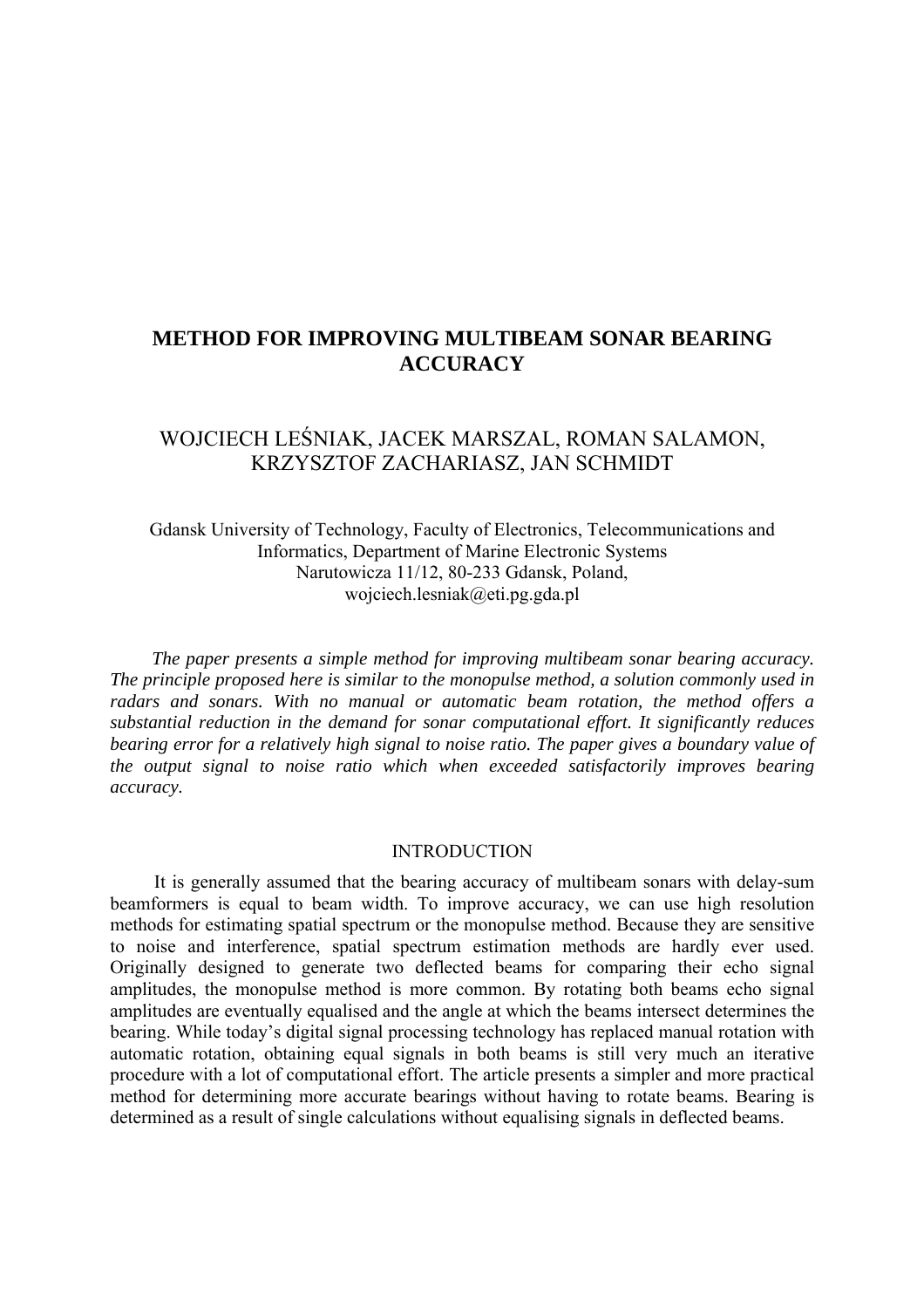# METHOD FOR IMPROVING MULTIBEAM SONAR BEARING ACCURACY

WOJCIECH LEŚNIAK, JACEK MARSZAL, ROMAN SALAMON, KRZYSZTOF ZACHARIASZ, JAN SCHMIDT

Gdansk University of Technology, Faculty of Electronics, Telecommunications and Informatics, Department of Marine Electronic Systems
Narutowicza 11/12, 80-233 Gdansk, Poland,
wojciech.lesniak@eti.pg.gda.pl

*The paper presents a simple method for improving multibeam sonar bearing accuracy. The principle proposed here is similar to the monopulse method, a solution commonly used in radars and sonars. With no manual or automatic beam rotation, the method offers a substantial reduction in the demand for sonar computational effort. It significantly reduces bearing error for a relatively high signal to noise ratio. The paper gives a boundary value of the output signal to noise ratio which when exceeded satisfactorily improves bearing accuracy.*

## INTRODUCTION

It is generally assumed that the bearing accuracy of multibeam sonars with delay-sum beamformers is equal to beam width. To improve accuracy, we can use high resolution methods for estimating spatial spectrum or the monopulse method. Because they are sensitive to noise and interference, spatial spectrum estimation methods are hardly ever used. Originally designed to generate two deflected beams for comparing their echo signal amplitudes, the monopulse method is more common. By rotating both beams echo signal amplitudes are eventually equalised and the angle at which the beams intersect determines the bearing. While today's digital signal processing technology has replaced manual rotation with automatic rotation, obtaining equal signals in both beams is still very much an iterative procedure with a lot of computational effort. The article presents a simpler and more practical method for determining more accurate bearings without having to rotate beams. Bearing is determined as a result of single calculations without equalising signals in deflected beams.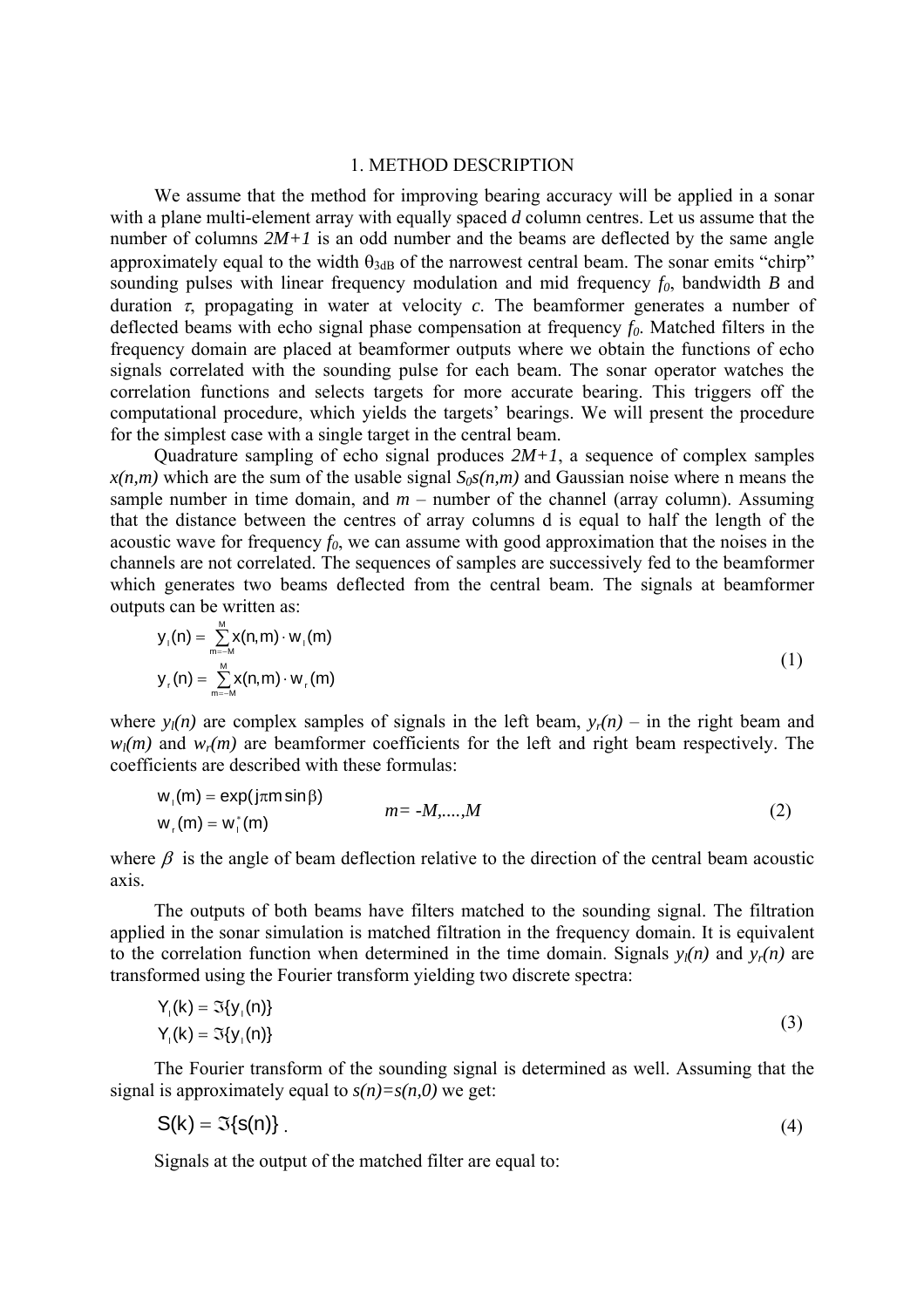## 1. METHOD DESCRIPTION

We assume that the method for improving bearing accuracy will be applied in a sonar with a plane multi-element array with equally spaced *d* column centres. Let us assume that the number of columns $2M+1$ is an odd number and the beams are deflected by the same angle approximately equal to the width $\theta_{3dB}$ of the narrowest central beam. The sonar emits "chirp" sounding pulses with linear frequency modulation and mid frequency $f_0$, bandwidth $B$ and duration $\tau$, propagating in water at velocity $c$. The beamformer generates a number of deflected beams with echo signal phase compensation at frequency $f_0$. Matched filters in the frequency domain are placed at beamformer outputs where we obtain the functions of echo signals correlated with the sounding pulse for each beam. The sonar operator watches the correlation functions and selects targets for more accurate bearing. This triggers off the computational procedure, which yields the targets' bearings. We will present the procedure for the simplest case with a single target in the central beam.

Quadrature sampling of echo signal produces $2M+1$, a sequence of complex samples $x(n,m)$ which are the sum of the usable signal $S_0 s(n,m)$ and Gaussian noise where n means the sample number in time domain, and $m$ – number of the channel (array column). Assuming that the distance between the centres of array columns d is equal to half the length of the acoustic wave for frequency $f_0$, we can assume with good approximation that the noises in the channels are not correlated. The sequences of samples are successively fed to the beamformer which generates two beams deflected from the central beam. The signals at beamformer outputs can be written as:

$$
\begin{aligned}
y_l(n) &= \sum_{m=-M}^{M} x(n,m) \cdot w_l(m) \\
y_r(n) &= \sum_{m=-M}^{M} x(n,m) \cdot w_r(m)
\end{aligned}
\tag{1}
$$

where $y_l(n)$ are complex samples of signals in the left beam, $y_r(n)$ – in the right beam and $w_l(m)$ and $w_r(m)$ are beamformer coefficients for the left and right beam respectively. The coefficients are described with these formulas:

$$
\begin{aligned}
w_l(m) &= \exp(j\pi m \sin\beta) \\
w_r(m) &= w_l^*(m)
\end{aligned}
\qquad m = -M,....,M
\tag{2}
$$

where $\beta$ is the angle of beam deflection relative to the direction of the central beam acoustic axis.

The outputs of both beams have filters matched to the sounding signal. The filtration applied in the sonar simulation is matched filtration in the frequency domain. It is equivalent to the correlation function when determined in the time domain. Signals $y_l(n)$ and $y_r(n)$ are transformed using the Fourier transform yielding two discrete spectra:

$$
\begin{aligned}
Y_l(k) &= \Im\{y_l(n)\} \\
Y_l(k) &= \Im\{y_l(n)\}
\end{aligned}
\tag{3}
$$

The Fourier transform of the sounding signal is determined as well. Assuming that the signal is approximately equal to $s(n)=s(n,0)$ we get:

$$
S(k) = \Im\{s(n)\}\,.
\tag{4}
$$

Signals at the output of the matched filter are equal to: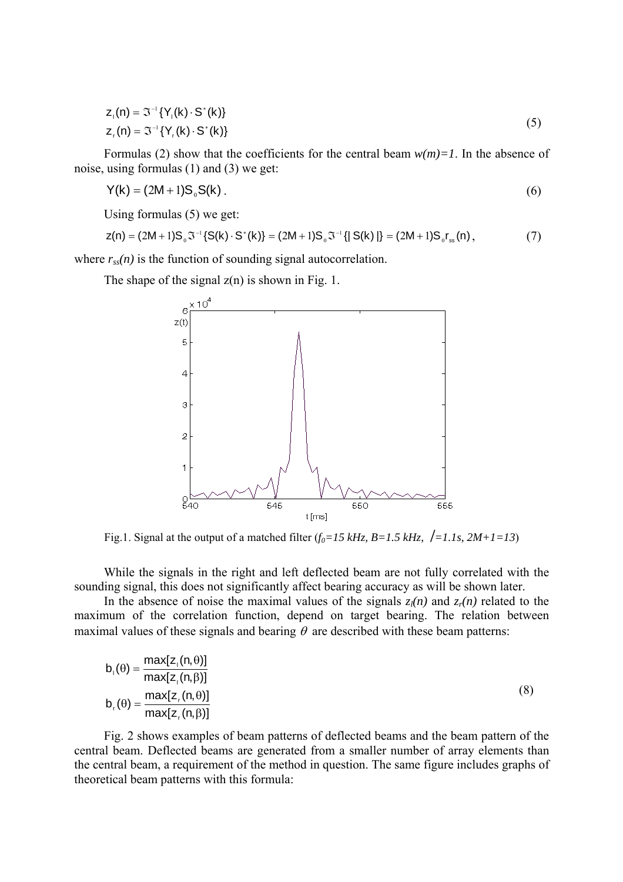$$z_l(n) = \Im^{-1}\{Y_l(k) \cdot S^*(k)\}$$
$$z_r(n) = \Im^{-1}\{Y_r(k) \cdot S^*(k)\} \tag{5}$$

Formulas (2) show that the coefficients for the central beam *w(m)=1*. In the absence of noise, using formulas (1) and (3) we get:

$$Y(k) = (2M+1)S_0 S(k)\,. \tag{6}$$

Using formulas (5) we get:

$$z(n) = (2M+1)S_0 \Im^{-1}\{S(k) \cdot S^*(k)\} = (2M+1)S_0 \Im^{-1}\{|\,S(k)\,|\} = (2M+1)S_0 r_{ss}(n)\,, \tag{7}$$

where $r_{ss}(n)$ is the function of sounding signal autocorrelation.

The shape of the signal z(n) is shown in Fig. 1.

Fig.1. Signal at the output of a matched filter ($f_0$*=15 kHz, B=1.5 kHz,* /*=1.1s, 2M+1=13*)

While the signals in the right and left deflected beam are not fully correlated with the sounding signal, this does not significantly affect bearing accuracy as will be shown later.

In the absence of noise the maximal values of the signals $z_l(n)$ and $z_r(n)$ related to the maximum of the correlation function, depend on target bearing. The relation between maximal values of these signals and bearing $\theta$ are described with these beam patterns:

$$b_l(\theta) = \frac{\max[z_l(n,\theta)]}{\max[z_l(n,\beta)]}$$
$$b_r(\theta) = \frac{\max[z_r(n,\theta)]}{\max[z_r(n,\beta)]} \tag{8}$$

Fig. 2 shows examples of beam patterns of deflected beams and the beam pattern of the central beam. Deflected beams are generated from a smaller number of array elements than the central beam, a requirement of the method in question. The same figure includes graphs of theoretical beam patterns with this formula: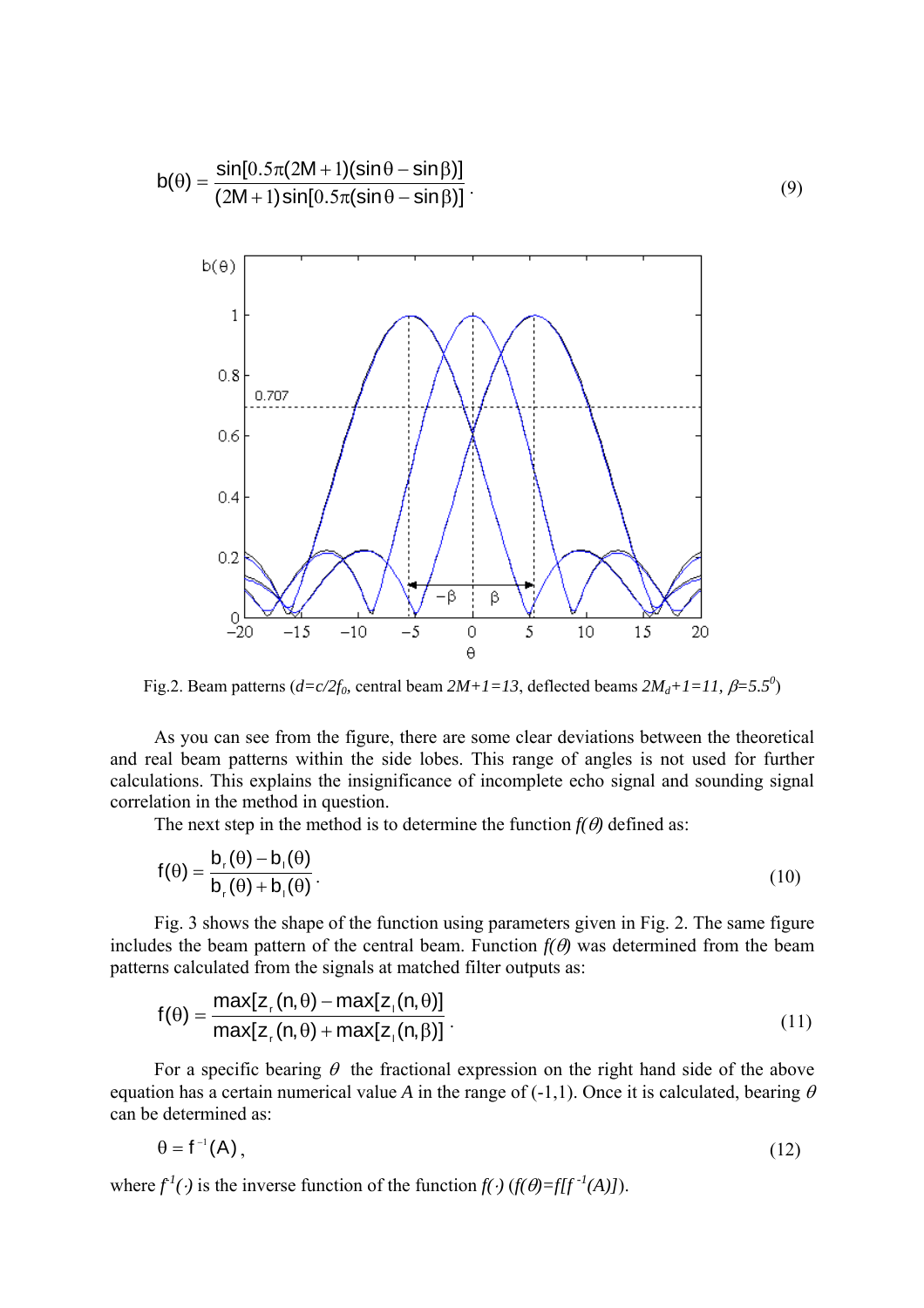$$b(\theta) = \frac{\sin[0.5\pi(2M+1)(\sin\theta - \sin\beta)]}{(2M+1)\sin[0.5\pi(\sin\theta - \sin\beta)]}. \tag{9}$$

Fig.2. Beam patterns ($d=c/2f_0$, central beam $2M+1=13$, deflected beams $2M_d+1=11$, $\beta=5.5^0$)

As you can see from the figure, there are some clear deviations between the theoretical and real beam patterns within the side lobes. This range of angles is not used for further calculations. This explains the insignificance of incomplete echo signal and sounding signal correlation in the method in question.

The next step in the method is to determine the function $f(\theta)$ defined as:

$$f(\theta) = \frac{b_r(\theta) - b_l(\theta)}{b_r(\theta) + b_l(\theta)}. \tag{10}$$

Fig. 3 shows the shape of the function using parameters given in Fig. 2. The same figure includes the beam pattern of the central beam. Function $f(\theta)$ was determined from the beam patterns calculated from the signals at matched filter outputs as:

$$f(\theta) = \frac{\max[z_r(n,\theta) - \max[z_l(n,\theta)]}{\max[z_r(n,\theta) + \max[z_l(n,\beta)]}. \tag{11}$$

For a specific bearing $\theta$ the fractional expression on the right hand side of the above equation has a certain numerical value $A$ in the range of (-1,1). Once it is calculated, bearing $\theta$ can be determined as:

$$\theta = f^{-1}(A), \tag{12}$$

where $f^{1}(\cdot)$ is the inverse function of the function $f(\cdot)$ ($f(\theta)=f[f^{-1}(A)]$).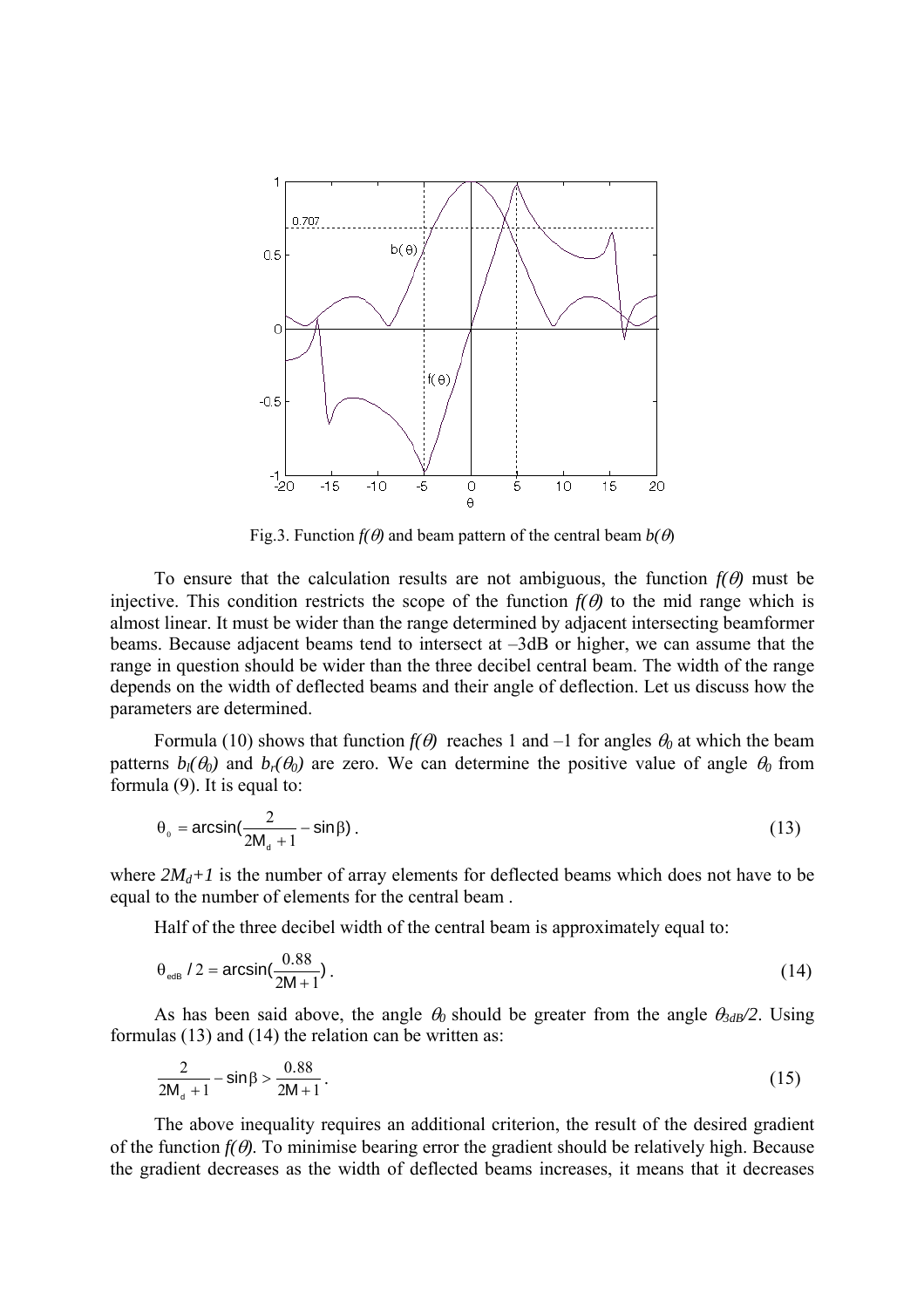Fig.3. Function $f(\theta)$ and beam pattern of the central beam $b(\theta)$

To ensure that the calculation results are not ambiguous, the function $f(\theta)$ must be injective. This condition restricts the scope of the function $f(\theta)$ to the mid range which is almost linear. It must be wider than the range determined by adjacent intersecting beamformer beams. Because adjacent beams tend to intersect at –3dB or higher, we can assume that the range in question should be wider than the three decibel central beam. The width of the range depends on the width of deflected beams and their angle of deflection. Let us discuss how the parameters are determined.

Formula (10) shows that function $f(\theta)$ reaches 1 and –1 for angles $\theta_0$ at which the beam patterns $b_l(\theta_0)$ and $b_r(\theta_0)$ are zero. We can determine the positive value of angle $\theta_0$ from formula (9). It is equal to:

$$\theta_0 = \arcsin\left(\frac{2}{2M_d + 1} - \sin\beta\right). \tag{13}$$

where $2M_d+1$ is the number of array elements for deflected beams which does not have to be equal to the number of elements for the central beam .

Half of the three decibel width of the central beam is approximately equal to:

$$\theta_{edB} / 2 = \arcsin\left(\frac{0.88}{2M + 1}\right). \tag{14}$$

As has been said above, the angle $\theta_0$ should be greater from the angle $\theta_{3dB}/2$. Using formulas (13) and (14) the relation can be written as:

$$\frac{2}{2M_d + 1} - \sin\beta > \frac{0.88}{2M + 1}. \tag{15}$$

The above inequality requires an additional criterion, the result of the desired gradient of the function $f(\theta)$. To minimise bearing error the gradient should be relatively high. Because the gradient decreases as the width of deflected beams increases, it means that it decreases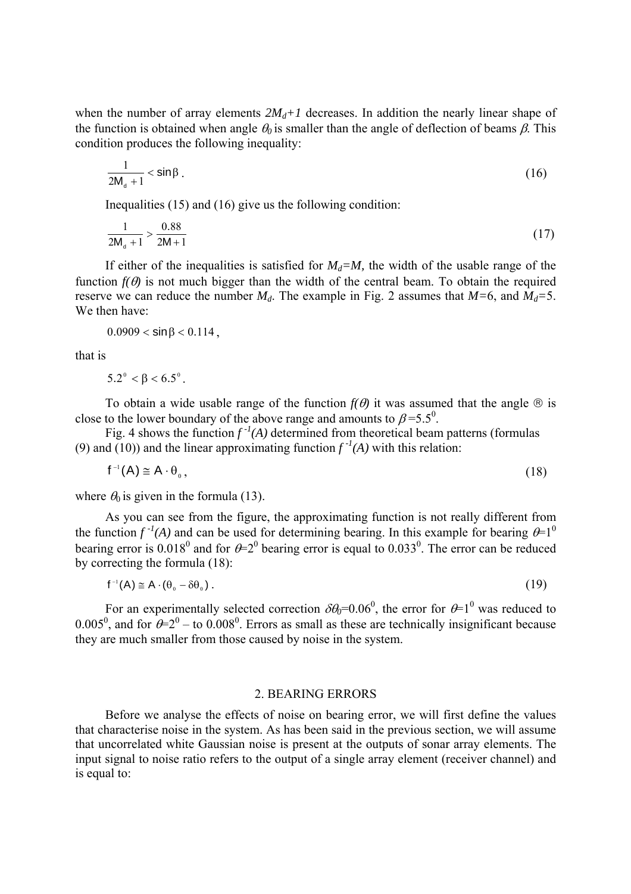when the number of array elements $2M_d+1$ decreases. In addition the nearly linear shape of the function is obtained when angle $\theta_0$ is smaller than the angle of deflection of beams $\beta$. This condition produces the following inequality:

$$\frac{1}{2M_d+1} < \sin\beta \, . \tag{16}$$

Inequalities (15) and (16) give us the following condition:

$$\frac{1}{2M_d+1} > \frac{0.88}{2M+1} \tag{17}$$

If either of the inequalities is satisfied for $M_d=M$, the width of the usable range of the function $f(\theta)$ is not much bigger than the width of the central beam. To obtain the required reserve we can reduce the number $M_d$. The example in Fig. 2 assumes that $M=6$, and $M_d=5$. We then have:

$$0.0909 < \sin\beta < 0.114 \, ,$$

that is

$$5.2^0 < \beta < 6.5^0 \, .$$

To obtain a wide usable range of the function $f(\theta)$ it was assumed that the angle ® is close to the lower boundary of the above range and amounts to $\beta=5.5^0$.

Fig. 4 shows the function $f^{-1}(A)$ determined from theoretical beam patterns (formulas (9) and (10)) and the linear approximating function $f^{-1}(A)$ with this relation:

$$f^{-1}(A) \cong A \cdot \theta_0 \, , \tag{18}$$

where $\theta_0$ is given in the formula (13).

As you can see from the figure, the approximating function is not really different from the function $f^{-1}(A)$ and can be used for determining bearing. In this example for bearing $\theta=1^0$ bearing error is $0.018^0$ and for $\theta=2^0$ bearing error is equal to $0.033^0$. The error can be reduced by correcting the formula (18):

$$f^{-1}(A) \cong A \cdot (\theta_0 - \delta\theta_0) \, . \tag{19}$$

For an experimentally selected correction $\delta\theta_0=0.06^0$, the error for $\theta=1^0$ was reduced to $0.005^0$, and for $\theta=2^0$ – to $0.008^0$. Errors as small as these are technically insignificant because they are much smaller from those caused by noise in the system.

## 2. BEARING ERRORS

Before we analyse the effects of noise on bearing error, we will first define the values that characterise noise in the system. As has been said in the previous section, we will assume that uncorrelated white Gaussian noise is present at the outputs of sonar array elements. The input signal to noise ratio refers to the output of a single array element (receiver channel) and is equal to: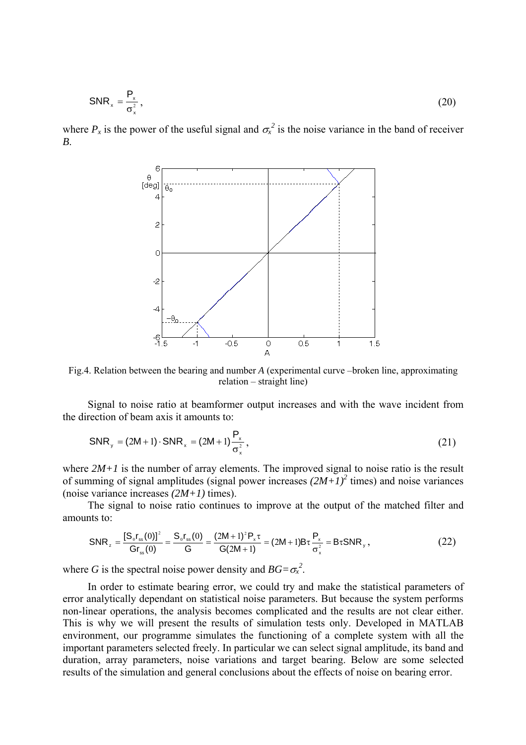$$\mathrm{SNR}_x = \frac{P_x}{\sigma_x^2}, \tag{20}$$

where $P_x$ is the power of the useful signal and $\sigma_x^2$ is the noise variance in the band of receiver $B$.

Fig.4. Relation between the bearing and number $A$ (experimental curve –broken line, approximating relation – straight line)

Signal to noise ratio at beamformer output increases and with the wave incident from the direction of beam axis it amounts to:

$$\mathrm{SNR}_y = (2M+1)\cdot \mathrm{SNR}_x = (2M+1)\frac{P_x}{\sigma_x^2}, \tag{21}$$

where $2M+1$ is the number of array elements. The improved signal to noise ratio is the result of summing of signal amplitudes (signal power increases $(2M+1)^2$ times) and noise variances (noise variance increases $(2M+1)$ times).

The signal to noise ratio continues to improve at the output of the matched filter and amounts to:

$$\mathrm{SNR}_z = \frac{[S_0 r_{ss}(0)]^2}{G r_{ss}(0)} = \frac{S_0 r_{ss}(0)}{G} = \frac{(2M+1)^2 P_x \tau}{G(2M+1)} = (2M+1)B\tau\frac{P_x}{\sigma_x^2} = B\tau \mathrm{SNR}_y, \tag{22}$$

where $G$ is the spectral noise power density and $BG=\sigma_x^2$.

In order to estimate bearing error, we could try and make the statistical parameters of error analytically dependant on statistical noise parameters. But because the system performs non-linear operations, the analysis becomes complicated and the results are not clear either. This is why we will present the results of simulation tests only. Developed in MATLAB environment, our programme simulates the functioning of a complete system with all the important parameters selected freely. In particular we can select signal amplitude, its band and duration, array parameters, noise variations and target bearing. Below are some selected results of the simulation and general conclusions about the effects of noise on bearing error.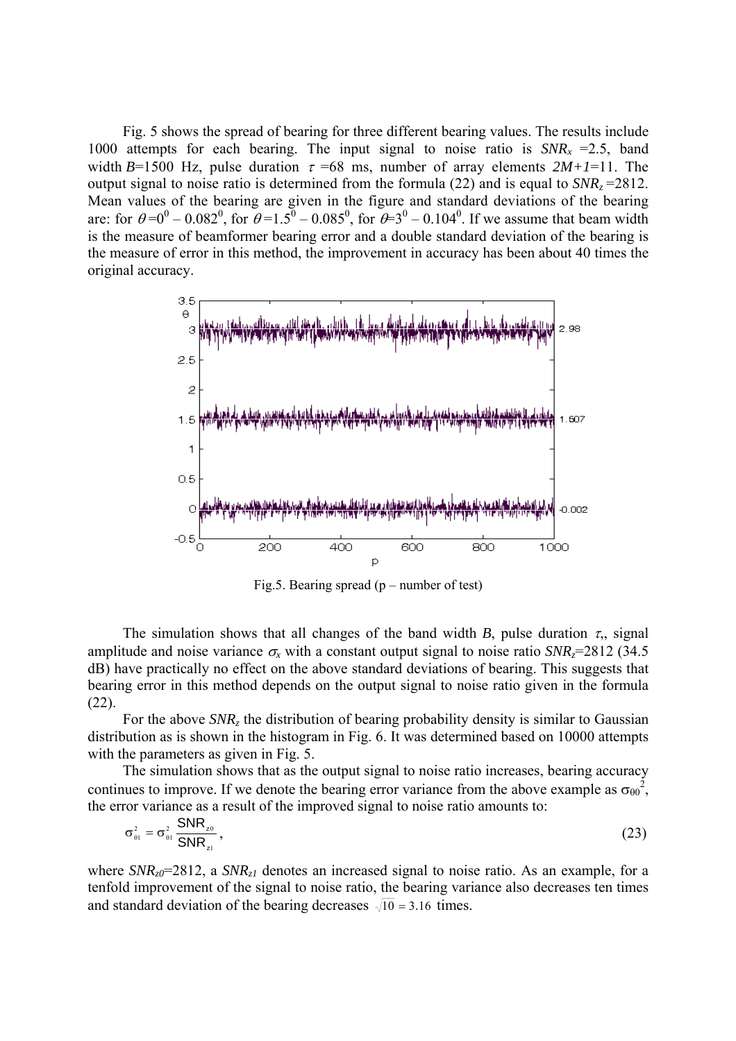Fig. 5 shows the spread of bearing for three different bearing values. The results include 1000 attempts for each bearing. The input signal to noise ratio is $SNR_x$ =2.5, band width $B$=1500 Hz, pulse duration $\tau$ =68 ms, number of array elements $2M+1$=11. The output signal to noise ratio is determined from the formula (22) and is equal to $SNR_z$ =2812. Mean values of the bearing are given in the figure and standard deviations of the bearing are: for $\theta=0^0$ – $0.082^0$, for $\theta=1.5^0$ – $0.085^0$, for $\theta=3^0$ – $0.104^0$. If we assume that beam width is the measure of beamformer bearing error and a double standard deviation of the bearing is the measure of error in this method, the improvement in accuracy has been about 40 times the original accuracy.

Fig.5. Bearing spread (p – number of test)

The simulation shows that all changes of the band width $B$, pulse duration $\tau$,, signal amplitude and noise variance $\sigma_x$ with a constant output signal to noise ratio $SNR_z$=2812 (34.5 dB) have practically no effect on the above standard deviations of bearing. This suggests that bearing error in this method depends on the output signal to noise ratio given in the formula (22).

For the above $SNR_z$ the distribution of bearing probability density is similar to Gaussian distribution as is shown in the histogram in Fig. 6. It was determined based on 10000 attempts with the parameters as given in Fig. 5.

The simulation shows that as the output signal to noise ratio increases, bearing accuracy continues to improve. If we denote the bearing error variance from the above example as $\sigma_{\theta 0}^2$, the error variance as a result of the improved signal to noise ratio amounts to:

$$\sigma_{\theta 1}^2 = \sigma_{\theta 1}^2 \frac{\mathrm{SNR}_{z0}}{\mathrm{SNR}_{z1}}, \tag{23}$$

where $SNR_{z0}$=2812, a $SNR_{z1}$ denotes an increased signal to noise ratio. As an example, for a tenfold improvement of the signal to noise ratio, the bearing variance also decreases ten times and standard deviation of the bearing decreases $\sqrt{10} = 3.16$ times.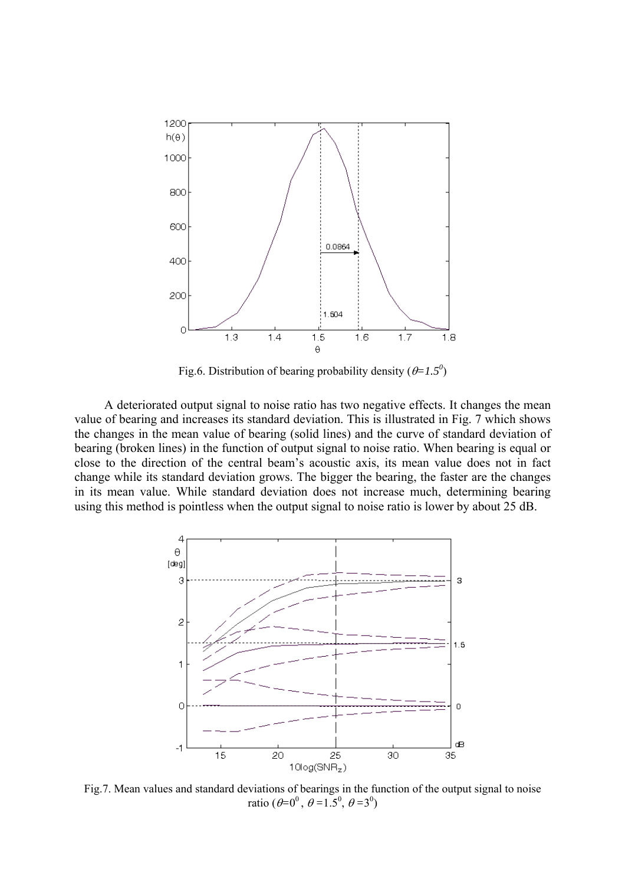Fig.6. Distribution of bearing probability density ($\theta=1.5^0$)

A deteriorated output signal to noise ratio has two negative effects. It changes the mean value of bearing and increases its standard deviation. This is illustrated in Fig. 7 which shows the changes in the mean value of bearing (solid lines) and the curve of standard deviation of bearing (broken lines) in the function of output signal to noise ratio. When bearing is equal or close to the direction of the central beam's acoustic axis, its mean value does not in fact change while its standard deviation grows. The bigger the bearing, the faster are the changes in its mean value. While standard deviation does not increase much, determining bearing using this method is pointless when the output signal to noise ratio is lower by about 25 dB.

Fig.7. Mean values and standard deviations of bearings in the function of the output signal to noise ratio ($\theta=0^0$, $\theta=1.5^0$, $\theta=3^0$)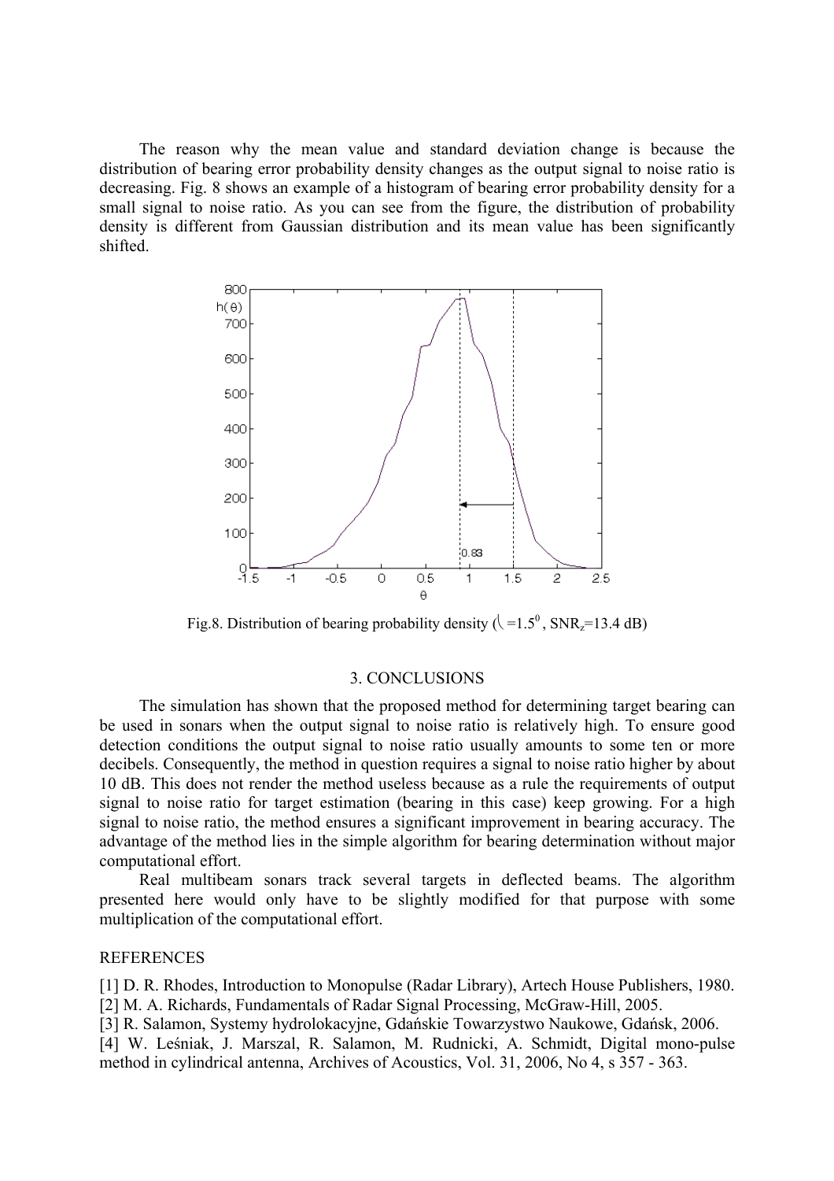The reason why the mean value and standard deviation change is because the distribution of bearing error probability density changes as the output signal to noise ratio is decreasing. Fig. 8 shows an example of a histogram of bearing error probability density for a small signal to noise ratio. As you can see from the figure, the distribution of probability density is different from Gaussian distribution and its mean value has been significantly shifted.

800
h(θ)
700
600
500
400
300
200
100
0
0.83
-1.5 -1 -0.5 0 0.5 1 1.5 2 2.5
θ

Fig.8. Distribution of bearing probability density ( $=1.5^0$ , $SNR_z$=13.4 dB)

## 3. CONCLUSIONS

The simulation has shown that the proposed method for determining target bearing can be used in sonars when the output signal to noise ratio is relatively high. To ensure good detection conditions the output signal to noise ratio usually amounts to some ten or more decibels. Consequently, the method in question requires a signal to noise ratio higher by about 10 dB. This does not render the method useless because as a rule the requirements of output signal to noise ratio for target estimation (bearing in this case) keep growing. For a high signal to noise ratio, the method ensures a significant improvement in bearing accuracy. The advantage of the method lies in the simple algorithm for bearing determination without major computational effort.

Real multibeam sonars track several targets in deflected beams. The algorithm presented here would only have to be slightly modified for that purpose with some multiplication of the computational effort.

## REFERENCES

[1] D. R. Rhodes, Introduction to Monopulse (Radar Library), Artech House Publishers, 1980.
[2] M. A. Richards, Fundamentals of Radar Signal Processing, McGraw-Hill, 2005.
[3] R. Salamon, Systemy hydrolokacyjne, Gdańskie Towarzystwo Naukowe, Gdańsk, 2006.
[4] W. Leśniak, J. Marszal, R. Salamon, M. Rudnicki, A. Schmidt, Digital mono-pulse method in cylindrical antenna, Archives of Acoustics, Vol. 31, 2006, No 4, s 357 - 363.